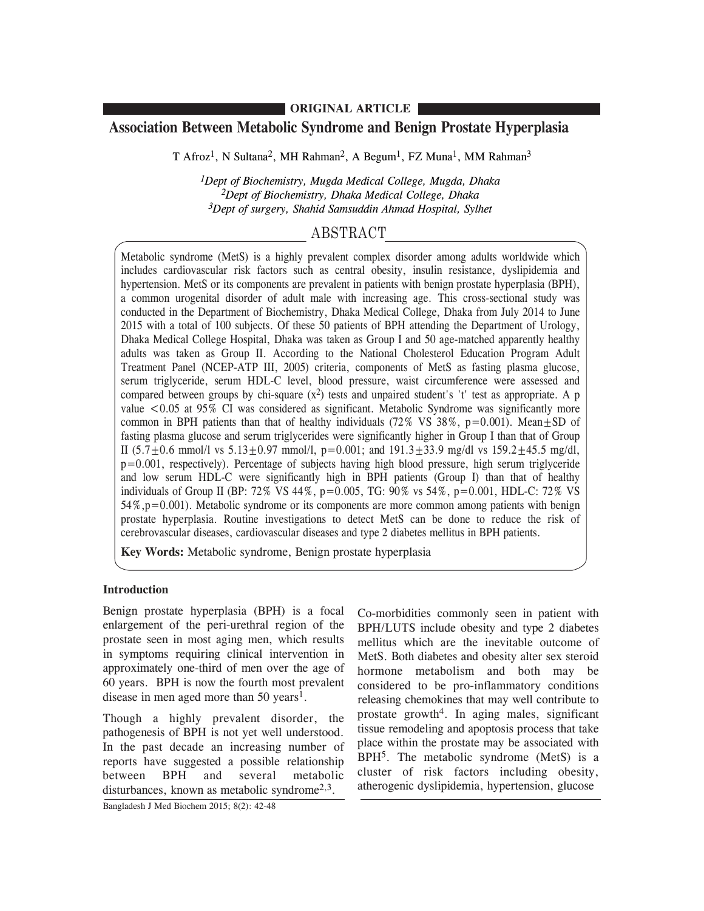ORIGINAL ARTICLE

# Association Between Metabolic Syndrome and Benign Prostate Hyperplasia

T Afroz[1], N Sultana[2], MH Rahman[2], A Begum[1], FZ Muna[1], MM Rahman[3]

*[1]Dept of Biochemistry, Mugda Medical College, Mugda, Dhaka*
*[2]Dept of Biochemistry, Dhaka Medical College, Dhaka*
*[3]Dept of surgery, Shahid Samsuddin Ahmad Hospital, Sylhet*

## ABSTRACT

Metabolic syndrome (MetS) is a highly prevalent complex disorder among adults worldwide which includes cardiovascular risk factors such as central obesity, insulin resistance, dyslipidemia and hypertension. MetS or its components are prevalent in patients with benign prostate hyperplasia (BPH), a common urogenital disorder of adult male with increasing age. This cross-sectional study was conducted in the Department of Biochemistry, Dhaka Medical College, Dhaka from July 2014 to June 2015 with a total of 100 subjects. Of these 50 patients of BPH attending the Department of Urology, Dhaka Medical College Hospital, Dhaka was taken as Group I and 50 age-matched apparently healthy adults was taken as Group II. According to the National Cholesterol Education Program Adult Treatment Panel (NCEP-ATP III, 2005) criteria, components of MetS as fasting plasma glucose, serum triglyceride, serum HDL-C level, blood pressure, waist circumference were assessed and compared between groups by chi-square ($x^2$) tests and unpaired student's 't' test as appropriate. A p value $<0.05$ at 95% CI was considered as significant. Metabolic Syndrome was significantly more common in BPH patients than that of healthy individuals (72% VS 38%, p=0.001). Mean$\pm$SD of fasting plasma glucose and serum triglycerides were significantly higher in Group I than that of Group II ($5.7\pm0.6$ mmol/l vs $5.13\pm0.97$ mmol/l, p=0.001; and $191.3\pm33.9$ mg/dl vs $159.2\pm45.5$ mg/dl, p=0.001, respectively). Percentage of subjects having high blood pressure, high serum triglyceride and low serum HDL-C were significantly high in BPH patients (Group I) than that of healthy individuals of Group II (BP: 72% VS 44%, p=0.005, TG: 90% vs 54%, p=0.001, HDL-C: 72% VS 54%,p=0.001). Metabolic syndrome or its components are more common among patients with benign prostate hyperplasia. Routine investigations to detect MetS can be done to reduce the risk of cerebrovascular diseases, cardiovascular diseases and type 2 diabetes mellitus in BPH patients.

**Key Words:** Metabolic syndrome, Benign prostate hyperplasia

### Introduction

Benign prostate hyperplasia (BPH) is a focal enlargement of the peri-urethral region of the prostate seen in most aging men, which results in symptoms requiring clinical intervention in approximately one-third of men over the age of 60 years. BPH is now the fourth most prevalent disease in men aged more than 50 years[1].

Though a highly prevalent disorder, the pathogenesis of BPH is not yet well understood. In the past decade an increasing number of reports have suggested a possible relationship between BPH and several metabolic disturbances, known as metabolic syndrome[2,3].

Co-morbidities commonly seen in patient with BPH/LUTS include obesity and type 2 diabetes mellitus which are the inevitable outcome of MetS. Both diabetes and obesity alter sex steroid hormone metabolism and both may be considered to be pro-inflammatory conditions releasing chemokines that may well contribute to prostate growth[4]. In aging males, significant tissue remodeling and apoptosis process that take place within the prostate may be associated with BPH[5]. The metabolic syndrome (MetS) is a cluster of risk factors including obesity, atherogenic dyslipidemia, hypertension, glucose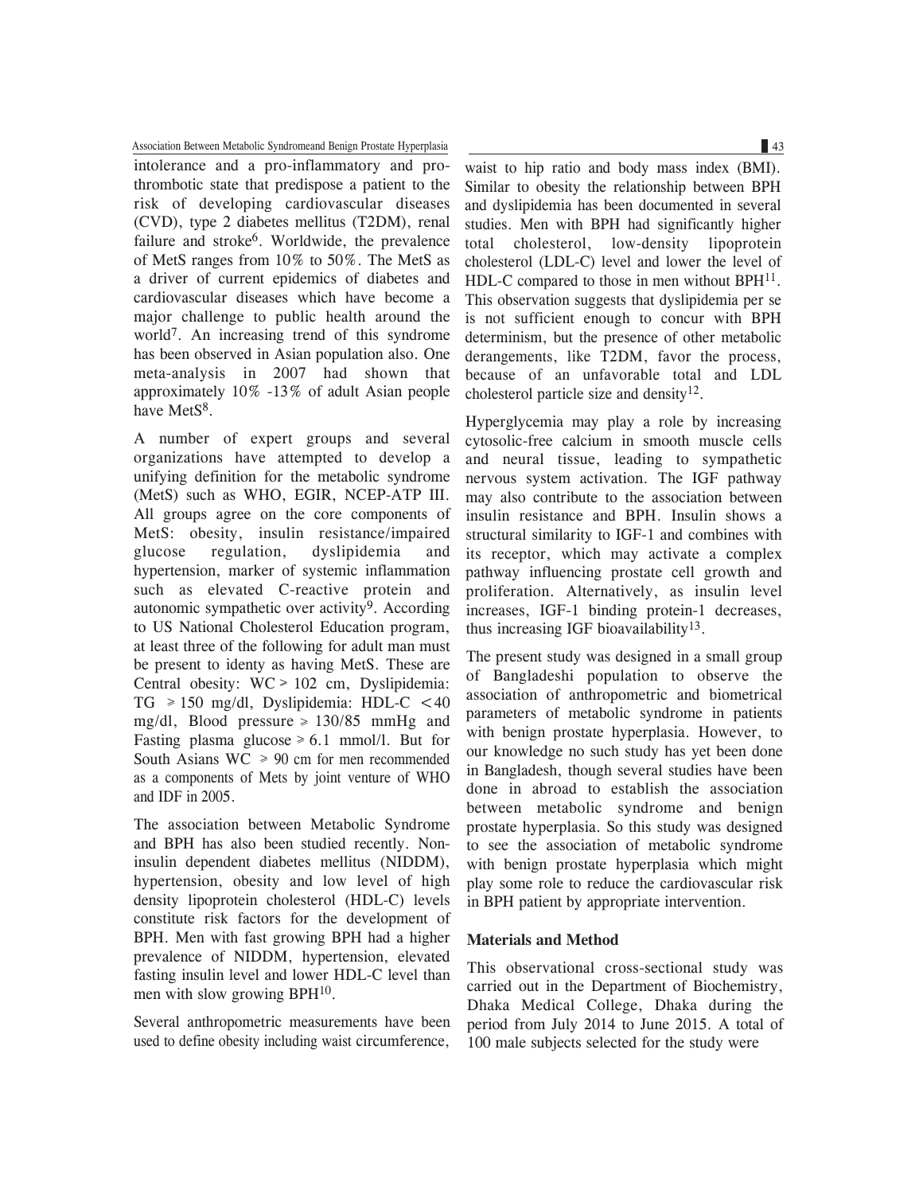intolerance and a pro-inflammatory and pro-thrombotic state that predispose a patient to the risk of developing cardiovascular diseases (CVD), type 2 diabetes mellitus (T2DM), renal failure and stroke[6]. Worldwide, the prevalence of MetS ranges from 10% to 50%. The MetS as a driver of current epidemics of diabetes and cardiovascular diseases which have become a major challenge to public health around the world[7]. An increasing trend of this syndrome has been observed in Asian population also. One meta-analysis in 2007 had shown that approximately 10% -13% of adult Asian people have MetS[8].

A number of expert groups and several organizations have attempted to develop a unifying definition for the metabolic syndrome (MetS) such as WHO, EGIR, NCEP-ATP III. All groups agree on the core components of MetS: obesity, insulin resistance/impaired glucose regulation, dyslipidemia and hypertension, marker of systemic inflammation such as elevated C-reactive protein and autonomic sympathetic over activity[9]. According to US National Cholesterol Education program, at least three of the following for adult man must be present to identy as having MetS. These are Central obesity: WC > 102 cm, Dyslipidemia: TG ≥ 150 mg/dl, Dyslipidemia: HDL-C < 40 mg/dl, Blood pressure ≥ 130/85 mmHg and Fasting plasma glucose ≥ 6.1 mmol/l. But for South Asians WC ≥ 90 cm for men recommended as a components of Mets by joint venture of WHO and IDF in 2005.

The association between Metabolic Syndrome and BPH has also been studied recently. Non-insulin dependent diabetes mellitus (NIDDM), hypertension, obesity and low level of high density lipoprotein cholesterol (HDL-C) levels constitute risk factors for the development of BPH. Men with fast growing BPH had a higher prevalence of NIDDM, hypertension, elevated fasting insulin level and lower HDL-C level than men with slow growing BPH[10].

Several anthropometric measurements have been used to define obesity including waist circumference, waist to hip ratio and body mass index (BMI). Similar to obesity the relationship between BPH and dyslipidemia has been documented in several studies. Men with BPH had significantly higher total cholesterol, low-density lipoprotein cholesterol (LDL-C) level and lower the level of HDL-C compared to those in men without BPH[11]. This observation suggests that dyslipidemia per se is not sufficient enough to concur with BPH determinism, but the presence of other metabolic derangements, like T2DM, favor the process, because of an unfavorable total and LDL cholesterol particle size and density[12].

Hyperglycemia may play a role by increasing cytosolic-free calcium in smooth muscle cells and neural tissue, leading to sympathetic nervous system activation. The IGF pathway may also contribute to the association between insulin resistance and BPH. Insulin shows a structural similarity to IGF-1 and combines with its receptor, which may activate a complex pathway influencing prostate cell growth and proliferation. Alternatively, as insulin level increases, IGF-1 binding protein-1 decreases, thus increasing IGF bioavailability[13].

The present study was designed in a small group of Bangladeshi population to observe the association of anthropometric and biometrical parameters of metabolic syndrome in patients with benign prostate hyperplasia. However, to our knowledge no such study has yet been done in Bangladesh, though several studies have been done in abroad to establish the association between metabolic syndrome and benign prostate hyperplasia. So this study was designed to see the association of metabolic syndrome with benign prostate hyperplasia which might play some role to reduce the cardiovascular risk in BPH patient by appropriate intervention.

## Materials and Method

This observational cross-sectional study was carried out in the Department of Biochemistry, Dhaka Medical College, Dhaka during the period from July 2014 to June 2015. A total of 100 male subjects selected for the study were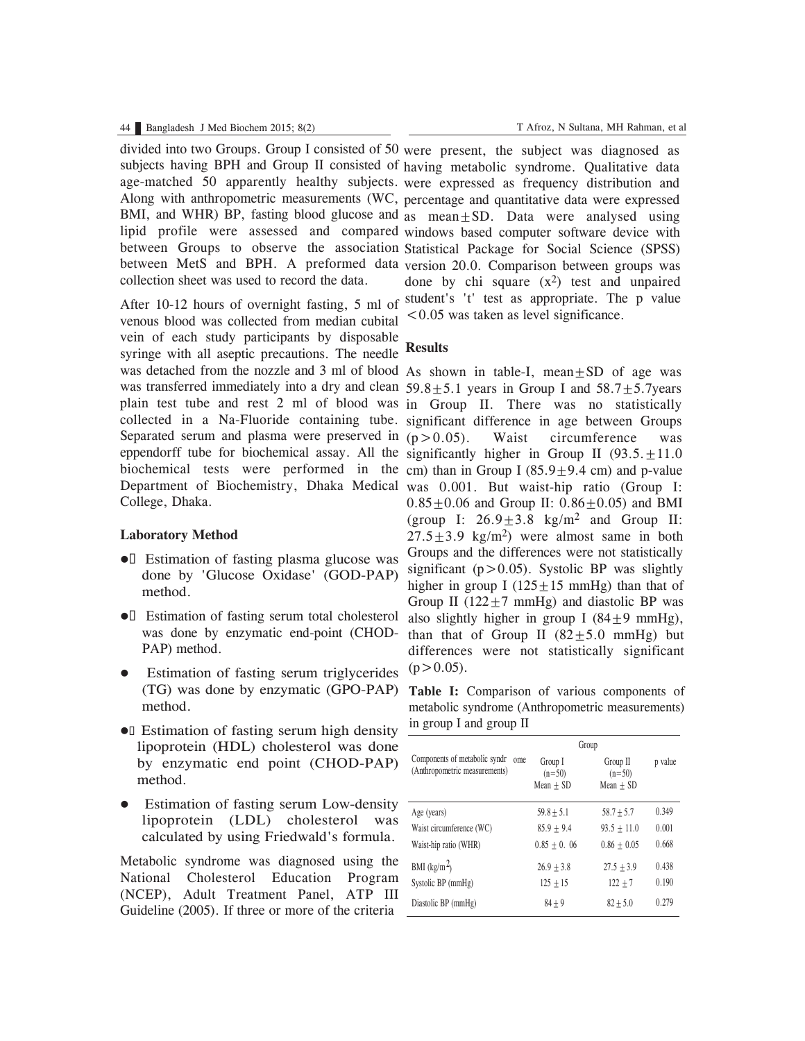divided into two Groups. Group I consisted of 50 subjects having BPH and Group II consisted of age-matched 50 apparently healthy subjects. Along with anthropometric measurements (WC, BMI, and WHR) BP, fasting blood glucose and lipid profile were assessed and compared between Groups to observe the association between MetS and BPH. A preformed data collection sheet was used to record the data.

After 10-12 hours of overnight fasting, 5 ml of venous blood was collected from median cubital vein of each study participants by disposable syringe with all aseptic precautions. The needle was detached from the nozzle and 3 ml of blood was transferred immediately into a dry and clean plain test tube and rest 2 ml of blood was collected in a Na-Fluoride containing tube. Separated serum and plasma were preserved in eppendorff tube for biochemical assay. All the biochemical tests were performed in the Department of Biochemistry, Dhaka Medical College, Dhaka.

### Laboratory Method

- Estimation of fasting plasma glucose was done by 'Glucose Oxidase' (GOD-PAP) method.
- Estimation of fasting serum total cholesterol was done by enzymatic end-point (CHOD-PAP) method.
- Estimation of fasting serum triglycerides (TG) was done by enzymatic (GPO-PAP) method.
- Estimation of fasting serum high density lipoprotein (HDL) cholesterol was done by enzymatic end point (CHOD-PAP) method.
- Estimation of fasting serum Low-density lipoprotein (LDL) cholesterol was calculated by using Friedwald's formula.

Metabolic syndrome was diagnosed using the National Cholesterol Education Program (NCEP), Adult Treatment Panel, ATP III Guideline (2005). If three or more of the criteria were present, the subject was diagnosed as having metabolic syndrome. Qualitative data were expressed as frequency distribution and percentage and quantitative data were expressed as mean±SD. Data were analysed using windows based computer software device with Statistical Package for Social Science (SPSS) version 20.0. Comparison between groups was done by chi square ($x^2$) test and unpaired student's 't' test as appropriate. The p value <0.05 was taken as level significance.

## Results

As shown in table-I, mean±SD of age was 59.8±5.1 years in Group I and 58.7±5.7years in Group II. There was no statistically significant difference in age between Groups ($p>0.05$). Waist circumference was significantly higher in Group II (93.5.±11.0 cm) than in Group I (85.9±9.4 cm) and p-value was 0.001. But waist-hip ratio (Group I: 0.85±0.06 and Group II: 0.86±0.05) and BMI (group I: 26.9±3.8 kg/m$^2$ and Group II: 27.5±3.9 kg/m$^2$) were almost same in both Groups and the differences were not statistically significant ($p>0.05$). Systolic BP was slightly higher in group I (125±15 mmHg) than that of Group II (122±7 mmHg) and diastolic BP was also slightly higher in group I (84±9 mmHg), than that of Group II (82±5.0 mmHg) but differences were not statistically significant ($p>0.05$).

**Table I:** Comparison of various components of metabolic syndrome (Anthropometric measurements) in group I and group II

| Components of metabolic syndrome (Anthropometric measurements) | Group I (n=50) Mean ± SD | Group II (n=50) Mean ± SD | p value |
|---|---|---|---|
| Age (years) | 59.8 ± 5.1 | 58.7 ± 5.7 | 0.349 |
| Waist circumference (WC) | 85.9 ± 9.4 | 93.5 ± 11.0 | 0.001 |
| Waist-hip ratio (WHR) | 0.85 ± 0. 06 | 0.86 ± 0.05 | 0.668 |
| BMI (kg/m$^2$) | 26.9 ± 3.8 | 27.5 ± 3.9 | 0.438 |
| Systolic BP (mmHg) | 125 ± 15 | 122 ± 7 | 0.190 |
| Diastolic BP (mmHg) | 84 ± 9 | 82 ± 5.0 | 0.279 |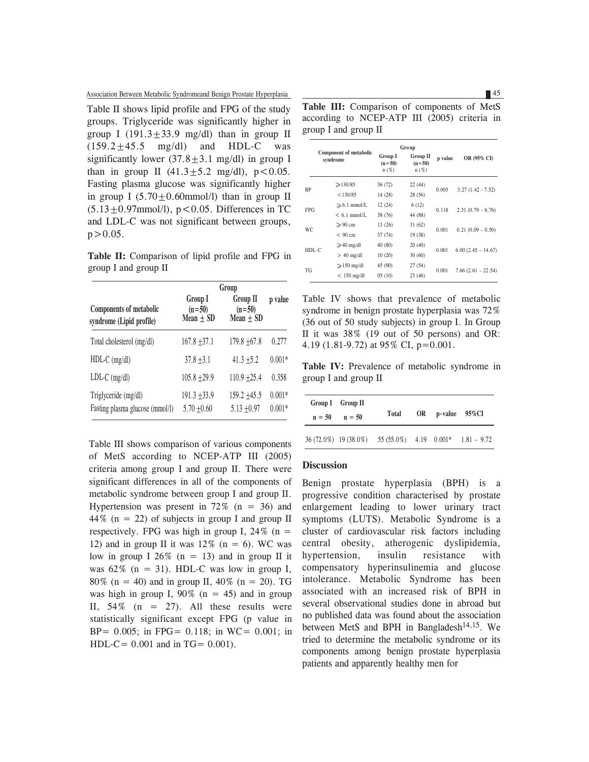Table II shows lipid profile and FPG of the study groups. Triglyceride was significantly higher in group I (191.3±33.9 mg/dl) than in group II (159.2±45.5 mg/dl) and HDL-C was significantly lower (37.8±3.1 mg/dl) in group I than in group II (41.3±5.2 mg/dl), $p<0.05$. Fasting plasma glucose was significantly higher in group I (5.70±0.60mmol/l) than in group II (5.13±0.97mmol/l), $p<0.05$. Differences in TC and LDL-C was not significant between groups, $p>0.05$.

**Table II:** Comparison of lipid profile and FPG in group I and group II

| Components of metabolic syndrome (Lipid profile) | Group | | |
|---|---|---|---|
| | Group I (n=50) Mean ± SD | Group II (n=50) Mean ± SD | p value |
| Total cholesterol (mg/dl) | 167.8 ±37.1 | 179.8 ±67.8 | 0.277 |
| HDL-C (mg/dl) | 37.8 ±3.1 | 41.3 ±5.2 | 0.001* |
| LDL-C (mg/dl) | 105.8 ±29.9 | 110.9 ±25.4 | 0.358 |
| Triglyceride (mg/dl) | 191.3 ±33.9 | 159.2 ±45.5 | 0.001* |
| Fasting plasma glucose (mmol/l) | 5.70 ±0.60 | 5.13 ±0.97 | 0.001* |

Table III shows comparison of various components of MetS according to NCEP-ATP III (2005) criteria among group I and group II. There were significant differences in all of the components of metabolic syndrome between group I and group II. Hypertension was present in 72% (n = 36) and 44% (n = 22) of subjects in group I and group II respectively. FPG was high in group I, 24% (n = 12) and in group II it was 12% (n = 6). WC was low in group I 26% (n = 13) and in group II it was 62% (n = 31). HDL-C was low in group I, 80% (n = 40) and in group II, 40% (n = 20). TG was high in group I, 90% (n = 45) and in group II, 54% (n = 27). All these results were statistically significant except FPG (p value in BP= 0.005; in FPG= 0.118; in WC= 0.001; in HDL-C= 0.001 and in TG= 0.001).

**Table III:** Comparison of components of MetS according to NCEP-ATP III (2005) criteria in group I and group II

| Component of metabolic syndrome | | Group | | | |
|---|---|---|---|---|---|
| | | Group I (n=50) n (%) | Group II (n=50) n (%) | p value | OR (95% CI) |
| BP | ⩾130/85 | 36 (72) | 22 (44) | 0.005 | 3.27 (1.42 - 7.52) |
| | <130/85 | 14 (28) | 28 (56) | | |
| FPG | ⩾6.1 mmol/L | 12 (24) | 6 (12) | 0.118 | 2.31 (0.79 – 6.76) |
| | < 6.1 mmol/L | 38 (76) | 44 (88) | | |
| WC | ⩾90 cm | 13 (26) | 31 (62) | 0.001 | 0.21 (0.09 – 0.50) |
| | < 90 cm | 37 (74) | 19 (38) | | |
| HDL-C | ⩾40 mg/dl | 40 (80) | 20 (40) | 0.001 | 6.00 (2.45 – 14.67) |
| | > 40 mg/dl | 10 (20) | 30 (60) | | |
| TG | ⩾150 mg/dl | 45 (90) | 27 (54) | 0.001 | 7.66 (2.61 – 22.54) |
| | < 150 mg/dl | 05 (10) | 23 (46) | | |

Table IV shows that prevalence of metabolic syndrome in benign prostate hyperplasia was 72% (36 out of 50 study subjects) in group I. In Group II it was 38% (19 out of 50 persons) and OR: 4.19 (1.81-9.72) at 95% CI, p=0.001.

**Table IV:** Prevalence of metabolic syndrome in group I and group II

| Group I n = 50 | Group II n = 50 | Total | OR | p-value | 95%CI |
|---|---|---|---|---|---|
| 36 (72.0%) | 19 (38.0%) | 55 (55.0%) | 4.19 | 0.001* | 1.81 – 9.72 |

## Discussion

Benign prostate hyperplasia (BPH) is a progressive condition characterised by prostate enlargement leading to lower urinary tract symptoms (LUTS). Metabolic Syndrome is a cluster of cardiovascular risk factors including central obesity, atherogenic dyslipidemia, hypertension, insulin resistance with compensatory hyperinsulinemia and glucose intolerance. Metabolic Syndrome has been associated with an increased risk of BPH in several observational studies done in abroad but no published data was found about the association between MetS and BPH in Bangladesh[14,15]. We tried to determine the metabolic syndrome or its components among benign prostate hyperplasia patients and apparently healthy men for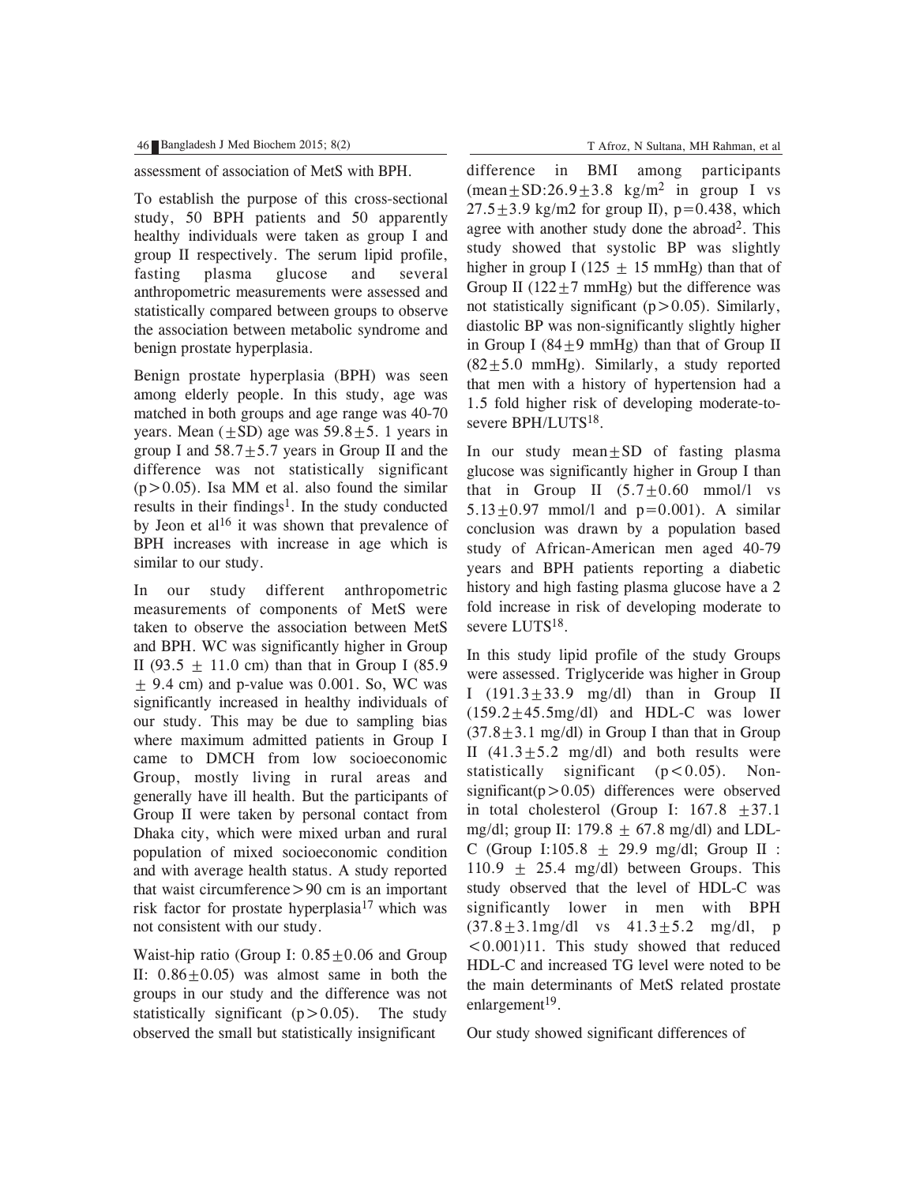assessment of association of MetS with BPH.

To establish the purpose of this cross-sectional study, 50 BPH patients and 50 apparently healthy individuals were taken as group I and group II respectively. The serum lipid profile, fasting plasma glucose and several anthropometric measurements were assessed and statistically compared between groups to observe the association between metabolic syndrome and benign prostate hyperplasia.

Benign prostate hyperplasia (BPH) was seen among elderly people. In this study, age was matched in both groups and age range was 40-70 years. Mean (±SD) age was 59.8±5. 1 years in group I and 58.7±5.7 years in Group II and the difference was not statistically significant ($p>0.05$). Isa MM et al. also found the similar results in their findings[1]. In the study conducted by Jeon et al[16] it was shown that prevalence of BPH increases with increase in age which is similar to our study.

In our study different anthropometric measurements of components of MetS were taken to observe the association between MetS and BPH. WC was significantly higher in Group II (93.5 ± 11.0 cm) than that in Group I (85.9 ± 9.4 cm) and p-value was 0.001. So, WC was significantly increased in healthy individuals of our study. This may be due to sampling bias where maximum admitted patients in Group I came to DMCH from low socioeconomic Group, mostly living in rural areas and generally have ill health. But the participants of Group II were taken by personal contact from Dhaka city, which were mixed urban and rural population of mixed socioeconomic condition and with average health status. A study reported that waist circumference>90 cm is an important risk factor for prostate hyperplasia[17] which was not consistent with our study.

Waist-hip ratio (Group I: 0.85±0.06 and Group II: 0.86±0.05) was almost same in both the groups in our study and the difference was not statistically significant ($p>0.05$). The study observed the small but statistically insignificant difference in BMI among participants (mean±SD:26.9±3.8 $kg/m^2$ in group I vs 27.5±3.9 kg/m2 for group II), p=0.438, which agree with another study done the abroad[2]. This study showed that systolic BP was slightly higher in group I (125 ± 15 mmHg) than that of Group II (122±7 mmHg) but the difference was not statistically significant ($p>0.05$). Similarly, diastolic BP was non-significantly slightly higher in Group I (84±9 mmHg) than that of Group II (82±5.0 mmHg). Similarly, a study reported that men with a history of hypertension had a 1.5 fold higher risk of developing moderate-to-severe BPH/LUTS[18].

In our study mean±SD of fasting plasma glucose was significantly higher in Group I than that in Group II (5.7±0.60 mmol/l vs 5.13±0.97 mmol/l and p=0.001). A similar conclusion was drawn by a population based study of African-American men aged 40-79 years and BPH patients reporting a diabetic history and high fasting plasma glucose have a 2 fold increase in risk of developing moderate to severe LUTS[18].

In this study lipid profile of the study Groups were assessed. Triglyceride was higher in Group I (191.3±33.9 mg/dl) than in Group II (159.2±45.5mg/dl) and HDL-C was lower (37.8±3.1 mg/dl) in Group I than that in Group II (41.3±5.2 mg/dl) and both results were statistically significant ($p<0.05$). Non-significant($p>0.05$) differences were observed in total cholesterol (Group I: 167.8 ±37.1 mg/dl; group II: 179.8 ± 67.8 mg/dl) and LDL-C (Group I:105.8 ± 29.9 mg/dl; Group II : 110.9 ± 25.4 mg/dl) between Groups. This study observed that the level of HDL-C was significantly lower in men with BPH (37.8±3.1mg/dl vs 41.3±5.2 mg/dl, $p<0.001$)11. This study showed that reduced HDL-C and increased TG level were noted to be the main determinants of MetS related prostate enlargement[19].

Our study showed significant differences of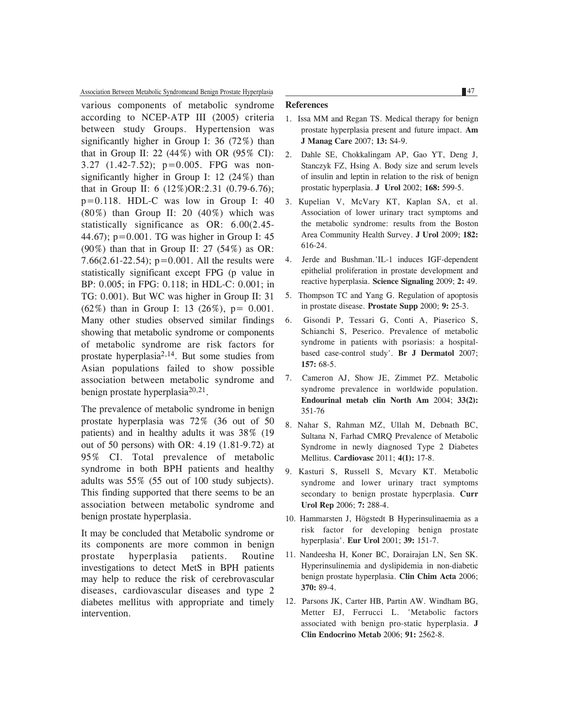various components of metabolic syndrome according to NCEP-ATP III (2005) criteria between study Groups. Hypertension was significantly higher in Group I: 36 (72%) than that in Group II: 22 (44%) with OR (95% CI): 3.27 (1.42-7.52); p=0.005. FPG was non-significantly higher in Group I: 12 (24%) than that in Group II: 6 (12%)OR:2.31 (0.79-6.76); p=0.118. HDL-C was low in Group I: 40 (80%) than Group II: 20 (40%) which was statistically significance as OR: 6.00(2.45-44.67); p=0.001. TG was higher in Group I: 45 (90%) than that in Group II: 27 (54%) as OR: 7.66(2.61-22.54); p=0.001. All the results were statistically significant except FPG (p value in BP: 0.005; in FPG: 0.118; in HDL-C: 0.001; in TG: 0.001). But WC was higher in Group II: 31 (62%) than in Group I: 13 (26%), p= 0.001. Many other studies observed similar findings showing that metabolic syndrome or components of metabolic syndrome are risk factors for prostate hyperplasia[2,14]. But some studies from Asian populations failed to show possible association between metabolic syndrome and benign prostate hyperplasia[20,21].

The prevalence of metabolic syndrome in benign prostate hyperplasia was 72% (36 out of 50 patients) and in healthy adults it was 38% (19 out of 50 persons) with OR: 4.19 (1.81-9.72) at 95% CI. Total prevalence of metabolic syndrome in both BPH patients and healthy adults was 55% (55 out of 100 study subjects). This finding supported that there seems to be an association between metabolic syndrome and benign prostate hyperplasia.

It may be concluded that Metabolic syndrome or its components are more common in benign prostate hyperplasia patients. Routine investigations to detect MetS in BPH patients may help to reduce the risk of cerebrovascular diseases, cardiovascular diseases and type 2 diabetes mellitus with appropriate and timely intervention.

## References

1. Issa MM and Regan TS. Medical therapy for benign prostate hyperplasia present and future impact. **Am J Manag Care** 2007; **13:** S4-9.
2. Dahle SE, Chokkalingam AP, Gao YT, Deng J, Stanczyk FZ, Hsing A. Body size and serum levels of insulin and leptin in relation to the risk of benign prostatic hyperplasia. **J Urol** 2002; **168:** 599-5.
3. Kupelian V, McVary KT, Kaplan SA, et al. Association of lower urinary tract symptoms and the metabolic syndrome: results from the Boston Area Community Health Survey. **J Urol** 2009; **182:** 616-24.
4. Jerde and Bushman.'IL-1 induces IGF-dependent epithelial proliferation in prostate development and reactive hyperplasia. **Science Signaling** 2009; **2:** 49.
5. Thompson TC and Yang G. Regulation of apoptosis in prostate disease. **Prostate Supp** 2000; **9:** 25-3.
6. Gisondi P, Tessari G, Conti A, Piaserico S, Schianchi S, Peserico. Prevalence of metabolic syndrome in patients with psoriasis: a hospital-based case-control study'. **Br J Dermatol** 2007; **157:** 68-5.
7. Cameron AJ, Show JE, Zimmet PZ. Metabolic syndrome prevalence in worldwide population. **Endourinal metab clin North Am** 2004; **33(2):** 351-76
8. Nahar S, Rahman MZ, Ullah M, Debnath BC, Sultana N, Farhad CMRQ Prevalence of Metabolic Syndrome in newly diagnosed Type 2 Diabetes Mellitus. **Cardiovasc** 2011; **4(1):** 17-8.
9. Kasturi S, Russell S, Mcvary KT. Metabolic syndrome and lower urinary tract symptoms secondary to benign prostate hyperplasia. **Curr Urol Rep** 2006; **7:** 288-4.
10. Hammarsten J, Högstedt B Hyperinsulinaemia as a risk factor for developing benign prostate hyperplasia'. **Eur Urol** 2001; **39:** 151-7.
11. Nandeesha H, Koner BC, Dorairajan LN, Sen SK. Hyperinsulinemia and dyslipidemia in non-diabetic benign prostate hyperplasia. **Clin Chim Acta** 2006; **370:** 89-4.
12. Parsons JK, Carter HB, Partin AW. Windham BG, Metter EJ, Ferrucci L. 'Metabolic factors associated with benign pro-static hyperplasia. **J Clin Endocrino Metab** 2006; **91:** 2562-8.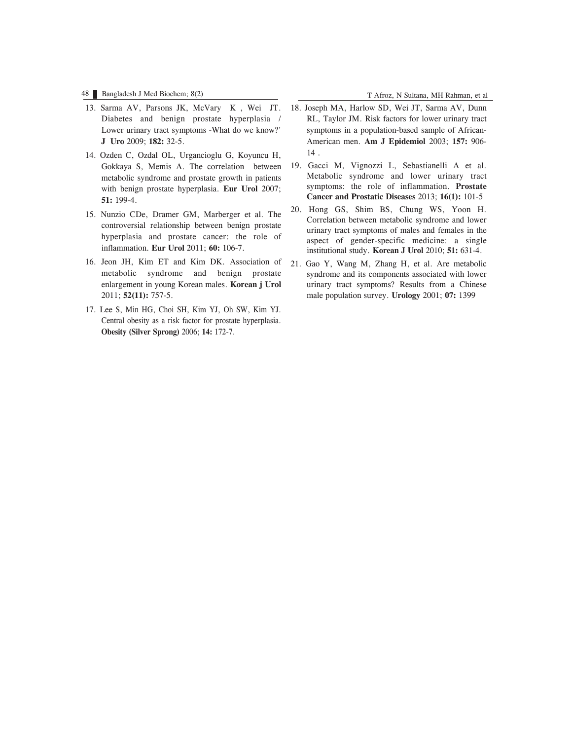13. Sarma AV, Parsons JK, McVary K , Wei JT. Diabetes and benign prostate hyperplasia / Lower urinary tract symptoms -What do we know?' **J Uro** 2009; **182:** 32-5.

14. Ozden C, Ozdal OL, Urgancioglu G, Koyuncu H, Gokkaya S, Memis A. The correlation between metabolic syndrome and prostate growth in patients with benign prostate hyperplasia. **Eur Urol** 2007; **51:** 199-4.

15. Nunzio CDe, Dramer GM, Marberger et al. The controversial relationship between benign prostate hyperplasia and prostate cancer: the role of inflammation. **Eur Urol** 2011; **60:** 106-7.

16. Jeon JH, Kim ET and Kim DK. Association of metabolic syndrome and benign prostate enlargement in young Korean males. **Korean j Urol** 2011; **52(11):** 757-5.

17. Lee S, Min HG, Choi SH, Kim YJ, Oh SW, Kim YJ. Central obesity as a risk factor for prostate hyperplasia. **Obesity (Silver Sprong)** 2006; **14:** 172-7.

18. Joseph MA, Harlow SD, Wei JT, Sarma AV, Dunn RL, Taylor JM. Risk factors for lower urinary tract symptoms in a population-based sample of African-American men. **Am J Epidemiol** 2003; **157:** 906-14 .

19. Gacci M, Vignozzi L, Sebastianelli A et al. Metabolic syndrome and lower urinary tract symptoms: the role of inflammation. **Prostate Cancer and Prostatic Diseases** 2013; **16(1):** 101-5

20. Hong GS, Shim BS, Chung WS, Yoon H. Correlation between metabolic syndrome and lower urinary tract symptoms of males and females in the aspect of gender-specific medicine: a single institutional study. **Korean J Urol** 2010; **51:** 631-4.

21. Gao Y, Wang M, Zhang H, et al. Are metabolic syndrome and its components associated with lower urinary tract symptoms? Results from a Chinese male population survey. **Urology** 2001; **07:** 1399